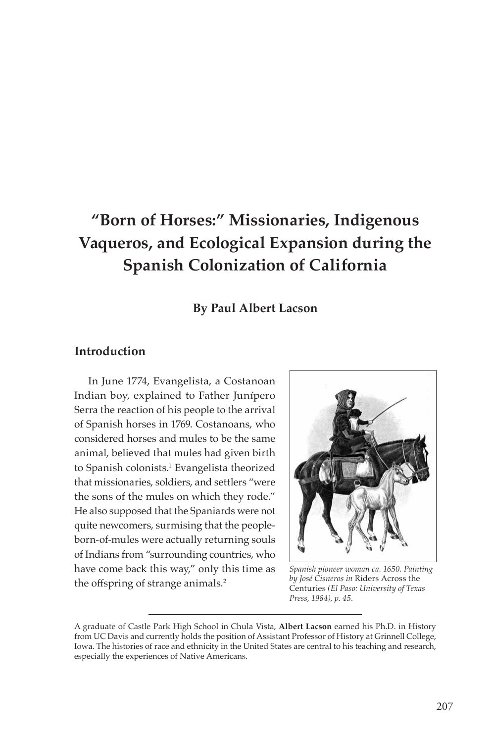# "Born of Horses:" Missionaries, Indigenous Vaqueros, and Ecological Expansion during the Spanish Colonization of California

**By Paul Albert Lacson**

## Introduction

In June 1774, Evangelista, a Costanoan Indian boy, explained to Father Junípero Serra the reaction of his people to the arrival of Spanish horses in 1769. Costanoans, who considered horses and mules to be the same animal, believed that mules had given birth to Spanish colonists.[1] Evangelista theorized that missionaries, soldiers, and settlers "were the sons of the mules on which they rode." He also supposed that the Spaniards were not quite newcomers, surmising that the people-born-of-mules were actually returning souls of Indians from "surrounding countries, who have come back this way," only this time as the offspring of strange animals.[2]

*Spanish pioneer woman ca. 1650. Painting by José Cisneros in* Riders Across the Centuries *(El Paso: University of Texas Press, 1984), p. 45.*

---

A graduate of Castle Park High School in Chula Vista, **Albert Lacson** earned his Ph.D. in History from UC Davis and currently holds the position of Assistant Professor of History at Grinnell College, Iowa. The histories of race and ethnicity in the United States are central to his teaching and research, especially the experiences of Native Americans.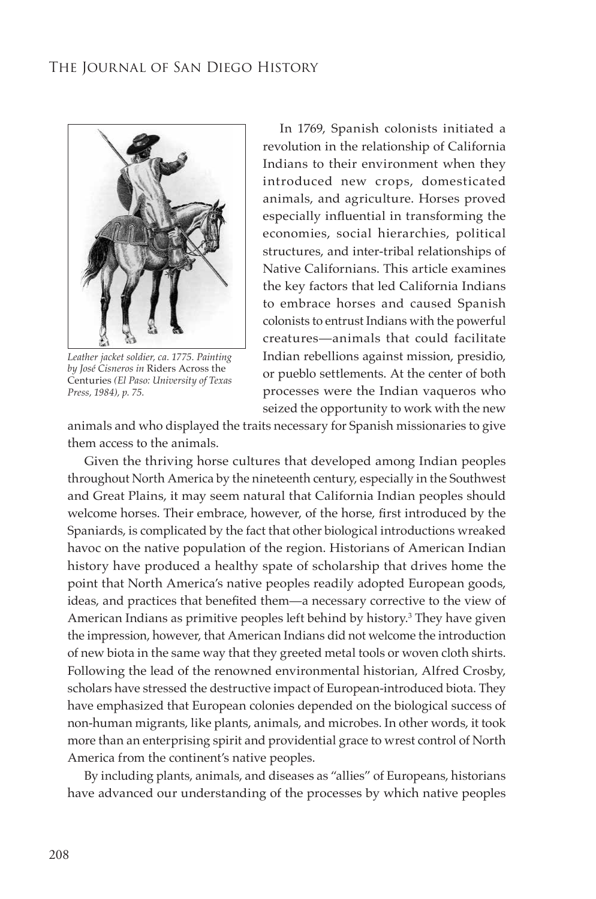*Leather jacket soldier, ca. 1775. Painting by José Cisneros in* Riders Across the Centuries *(El Paso: University of Texas Press, 1984), p. 75.*

In 1769, Spanish colonists initiated a revolution in the relationship of California Indians to their environment when they introduced new crops, domesticated animals, and agriculture. Horses proved especially influential in transforming the economies, social hierarchies, political structures, and inter-tribal relationships of Native Californians. This article examines the key factors that led California Indians to embrace horses and caused Spanish colonists to entrust Indians with the powerful creatures—animals that could facilitate Indian rebellions against mission, presidio, or pueblo settlements. At the center of both processes were the Indian vaqueros who seized the opportunity to work with the new animals and who displayed the traits necessary for Spanish missionaries to give them access to the animals.

Given the thriving horse cultures that developed among Indian peoples throughout North America by the nineteenth century, especially in the Southwest and Great Plains, it may seem natural that California Indian peoples should welcome horses. Their embrace, however, of the horse, first introduced by the Spaniards, is complicated by the fact that other biological introductions wreaked havoc on the native population of the region. Historians of American Indian history have produced a healthy spate of scholarship that drives home the point that North America's native peoples readily adopted European goods, ideas, and practices that benefited them—a necessary corrective to the view of American Indians as primitive peoples left behind by history.[3] They have given the impression, however, that American Indians did not welcome the introduction of new biota in the same way that they greeted metal tools or woven cloth shirts. Following the lead of the renowned environmental historian, Alfred Crosby, scholars have stressed the destructive impact of European-introduced biota. They have emphasized that European colonies depended on the biological success of non-human migrants, like plants, animals, and microbes. In other words, it took more than an enterprising spirit and providential grace to wrest control of North America from the continent's native peoples.

By including plants, animals, and diseases as "allies" of Europeans, historians have advanced our understanding of the processes by which native peoples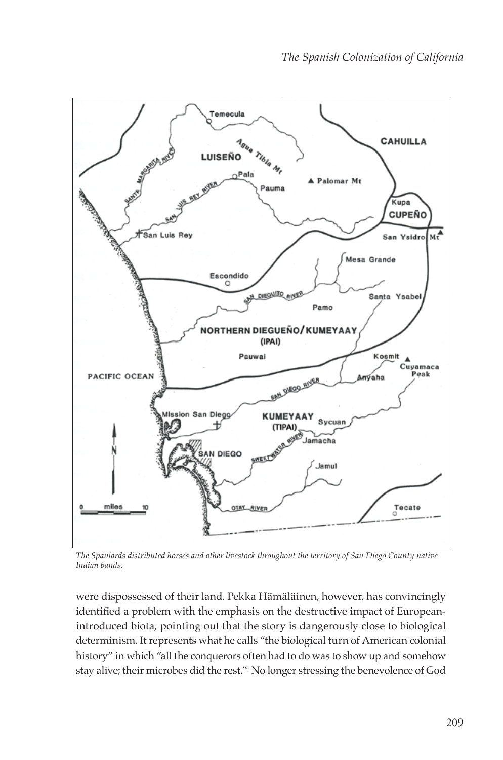*The Spaniards distributed horses and other livestock throughout the territory of San Diego County native Indian bands.*

were dispossessed of their land. Pekka Hämäläinen, however, has convincingly identified a problem with the emphasis on the destructive impact of European-introduced biota, pointing out that the story is dangerously close to biological determinism. It represents what he calls "the biological turn of American colonial history" in which "all the conquerors often had to do was to show up and somehow stay alive; their microbes did the rest."[4] No longer stressing the benevolence of God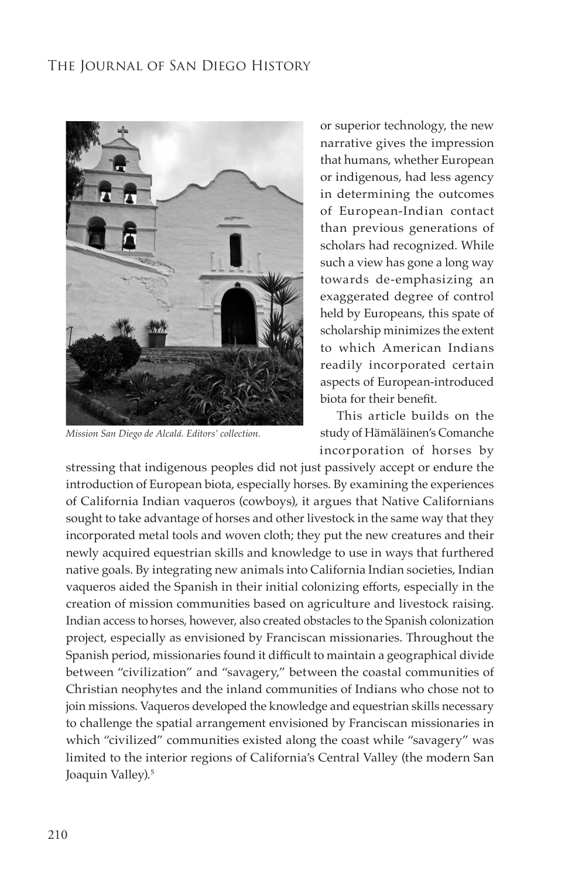*Mission San Diego de Alcalá. Editors' collection.*

or superior technology, the new narrative gives the impression that humans, whether European or indigenous, had less agency in determining the outcomes of European-Indian contact than previous generations of scholars had recognized. While such a view has gone a long way towards de-emphasizing an exaggerated degree of control held by Europeans, this spate of scholarship minimizes the extent to which American Indians readily incorporated certain aspects of European-introduced biota for their benefit.

This article builds on the study of Hämäläinen's Comanche incorporation of horses by stressing that indigenous peoples did not just passively accept or endure the introduction of European biota, especially horses. By examining the experiences of California Indian vaqueros (cowboys), it argues that Native Californians sought to take advantage of horses and other livestock in the same way that they incorporated metal tools and woven cloth; they put the new creatures and their newly acquired equestrian skills and knowledge to use in ways that furthered native goals. By integrating new animals into California Indian societies, Indian vaqueros aided the Spanish in their initial colonizing efforts, especially in the creation of mission communities based on agriculture and livestock raising. Indian access to horses, however, also created obstacles to the Spanish colonization project, especially as envisioned by Franciscan missionaries. Throughout the Spanish period, missionaries found it difficult to maintain a geographical divide between "civilization" and "savagery," between the coastal communities of Christian neophytes and the inland communities of Indians who chose not to join missions. Vaqueros developed the knowledge and equestrian skills necessary to challenge the spatial arrangement envisioned by Franciscan missionaries in which "civilized" communities existed along the coast while "savagery" was limited to the interior regions of California's Central Valley (the modern San Joaquin Valley).[5]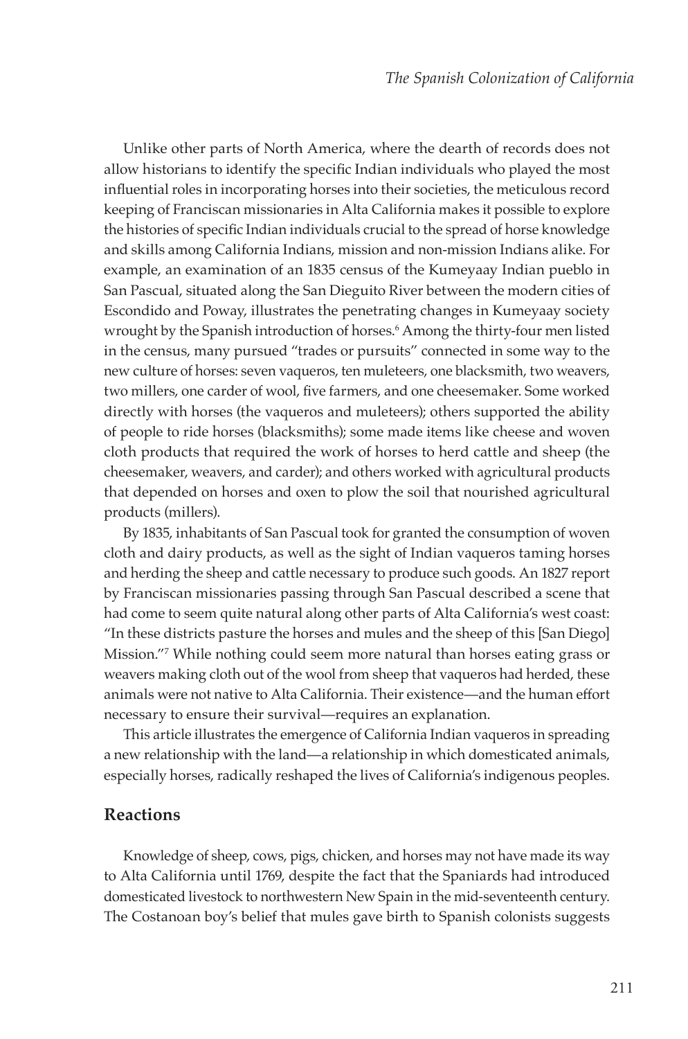Unlike other parts of North America, where the dearth of records does not allow historians to identify the specific Indian individuals who played the most influential roles in incorporating horses into their societies, the meticulous record keeping of Franciscan missionaries in Alta California makes it possible to explore the histories of specific Indian individuals crucial to the spread of horse knowledge and skills among California Indians, mission and non-mission Indians alike. For example, an examination of an 1835 census of the Kumeyaay Indian pueblo in San Pascual, situated along the San Dieguito River between the modern cities of Escondido and Poway, illustrates the penetrating changes in Kumeyaay society wrought by the Spanish introduction of horses.[6] Among the thirty-four men listed in the census, many pursued "trades or pursuits" connected in some way to the new culture of horses: seven vaqueros, ten muleteers, one blacksmith, two weavers, two millers, one carder of wool, five farmers, and one cheesemaker. Some worked directly with horses (the vaqueros and muleteers); others supported the ability of people to ride horses (blacksmiths); some made items like cheese and woven cloth products that required the work of horses to herd cattle and sheep (the cheesemaker, weavers, and carder); and others worked with agricultural products that depended on horses and oxen to plow the soil that nourished agricultural products (millers).

By 1835, inhabitants of San Pascual took for granted the consumption of woven cloth and dairy products, as well as the sight of Indian vaqueros taming horses and herding the sheep and cattle necessary to produce such goods. An 1827 report by Franciscan missionaries passing through San Pascual described a scene that had come to seem quite natural along other parts of Alta California's west coast: "In these districts pasture the horses and mules and the sheep of this [San Diego] Mission."[7] While nothing could seem more natural than horses eating grass or weavers making cloth out of the wool from sheep that vaqueros had herded, these animals were not native to Alta California. Their existence—and the human effort necessary to ensure their survival—requires an explanation.

This article illustrates the emergence of California Indian vaqueros in spreading a new relationship with the land—a relationship in which domesticated animals, especially horses, radically reshaped the lives of California's indigenous peoples.

## Reactions

Knowledge of sheep, cows, pigs, chicken, and horses may not have made its way to Alta California until 1769, despite the fact that the Spaniards had introduced domesticated livestock to northwestern New Spain in the mid-seventeenth century. The Costanoan boy's belief that mules gave birth to Spanish colonists suggests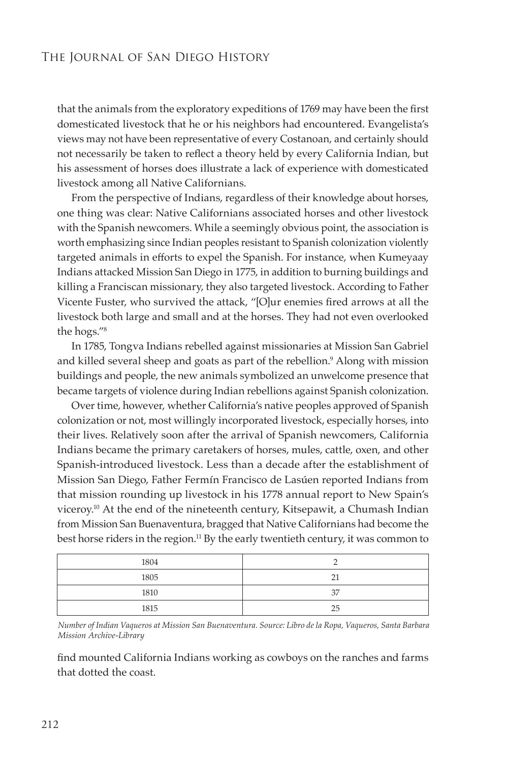that the animals from the exploratory expeditions of 1769 may have been the first domesticated livestock that he or his neighbors had encountered. Evangelista's views may not have been representative of every Costanoan, and certainly should not necessarily be taken to reflect a theory held by every California Indian, but his assessment of horses does illustrate a lack of experience with domesticated livestock among all Native Californians.

From the perspective of Indians, regardless of their knowledge about horses, one thing was clear: Native Californians associated horses and other livestock with the Spanish newcomers. While a seemingly obvious point, the association is worth emphasizing since Indian peoples resistant to Spanish colonization violently targeted animals in efforts to expel the Spanish. For instance, when Kumeyaay Indians attacked Mission San Diego in 1775, in addition to burning buildings and killing a Franciscan missionary, they also targeted livestock. According to Father Vicente Fuster, who survived the attack, "[O]ur enemies fired arrows at all the livestock both large and small and at the horses. They had not even overlooked the hogs."[8]

In 1785, Tongva Indians rebelled against missionaries at Mission San Gabriel and killed several sheep and goats as part of the rebellion.[9] Along with mission buildings and people, the new animals symbolized an unwelcome presence that became targets of violence during Indian rebellions against Spanish colonization.

Over time, however, whether California's native peoples approved of Spanish colonization or not, most willingly incorporated livestock, especially horses, into their lives. Relatively soon after the arrival of Spanish newcomers, California Indians became the primary caretakers of horses, mules, cattle, oxen, and other Spanish-introduced livestock. Less than a decade after the establishment of Mission San Diego, Father Fermín Francisco de Lasúen reported Indians from that mission rounding up livestock in his 1778 annual report to New Spain's viceroy.[10] At the end of the nineteenth century, Kitsepawit, a Chumash Indian from Mission San Buenaventura, bragged that Native Californians had become the best horse riders in the region.[11] By the early twentieth century, it was common to find mounted California Indians working as cowboys on the ranches and farms that dotted the coast.

| | |
|---|---|
| 1804 | 2 |
| 1805 | 21 |
| 1810 | 37 |
| 1815 | 25 |

*Number of Indian Vaqueros at Mission San Buenaventura. Source: Libro de la Ropa, Vaqueros, Santa Barbara Mission Archive-Library*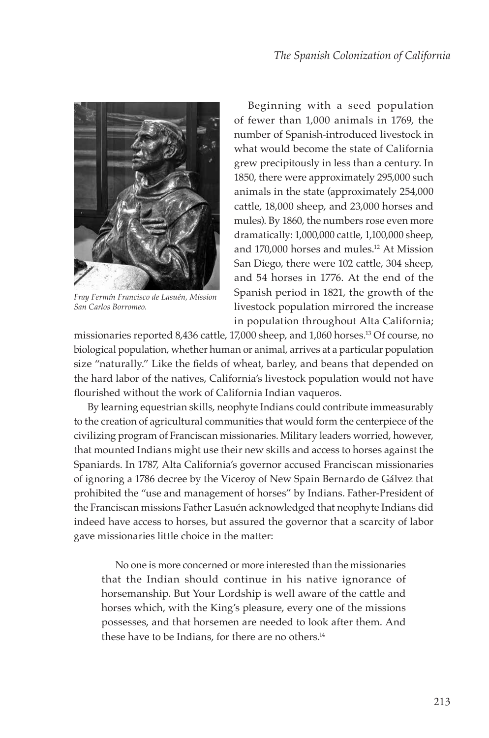*Fray Fermín Francisco de Lasuén, Mission San Carlos Borromeo.*

Beginning with a seed population of fewer than 1,000 animals in 1769, the number of Spanish-introduced livestock in what would become the state of California grew precipitously in less than a century. In 1850, there were approximately 295,000 such animals in the state (approximately 254,000 cattle, 18,000 sheep, and 23,000 horses and mules). By 1860, the numbers rose even more dramatically: 1,000,000 cattle, 1,100,000 sheep, and 170,000 horses and mules.[12] At Mission San Diego, there were 102 cattle, 304 sheep, and 54 horses in 1776. At the end of the Spanish period in 1821, the growth of the livestock population mirrored the increase in population throughout Alta California; missionaries reported 8,436 cattle, 17,000 sheep, and 1,060 horses.[13] Of course, no biological population, whether human or animal, arrives at a particular population size "naturally." Like the fields of wheat, barley, and beans that depended on the hard labor of the natives, California's livestock population would not have flourished without the work of California Indian vaqueros.

By learning equestrian skills, neophyte Indians could contribute immeasurably to the creation of agricultural communities that would form the centerpiece of the civilizing program of Franciscan missionaries. Military leaders worried, however, that mounted Indians might use their new skills and access to horses against the Spaniards. In 1787, Alta California's governor accused Franciscan missionaries of ignoring a 1786 decree by the Viceroy of New Spain Bernardo de Gálvez that prohibited the "use and management of horses" by Indians. Father-President of the Franciscan missions Father Lasuén acknowledged that neophyte Indians did indeed have access to horses, but assured the governor that a scarcity of labor gave missionaries little choice in the matter:

> No one is more concerned or more interested than the missionaries that the Indian should continue in his native ignorance of horsemanship. But Your Lordship is well aware of the cattle and horses which, with the King's pleasure, every one of the missions possesses, and that horsemen are needed to look after them. And these have to be Indians, for there are no others.[14]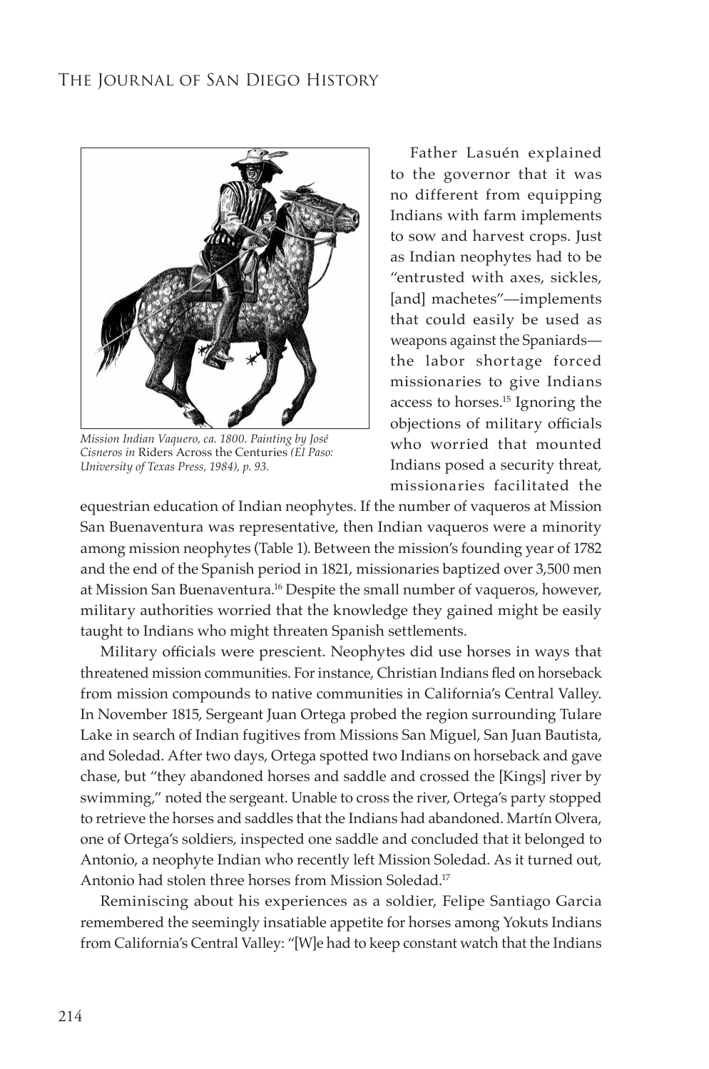*Mission Indian Vaquero, ca. 1800. Painting by José Cisneros in* Riders Across the Centuries *(El Paso: University of Texas Press, 1984), p. 93.*

Father Lasuén explained to the governor that it was no different from equipping Indians with farm implements to sow and harvest crops. Just as Indian neophytes had to be "entrusted with axes, sickles, [and] machetes"—implements that could easily be used as weapons against the Spaniards—the labor shortage forced missionaries to give Indians access to horses.[15] Ignoring the objections of military officials who worried that mounted Indians posed a security threat, missionaries facilitated the equestrian education of Indian neophytes. If the number of vaqueros at Mission San Buenaventura was representative, then Indian vaqueros were a minority among mission neophytes (Table 1). Between the mission's founding year of 1782 and the end of the Spanish period in 1821, missionaries baptized over 3,500 men at Mission San Buenaventura.[16] Despite the small number of vaqueros, however, military authorities worried that the knowledge they gained might be easily taught to Indians who might threaten Spanish settlements.

Military officials were prescient. Neophytes did use horses in ways that threatened mission communities. For instance, Christian Indians fled on horseback from mission compounds to native communities in California's Central Valley. In November 1815, Sergeant Juan Ortega probed the region surrounding Tulare Lake in search of Indian fugitives from Missions San Miguel, San Juan Bautista, and Soledad. After two days, Ortega spotted two Indians on horseback and gave chase, but "they abandoned horses and saddle and crossed the [Kings] river by swimming," noted the sergeant. Unable to cross the river, Ortega's party stopped to retrieve the horses and saddles that the Indians had abandoned. Martín Olvera, one of Ortega's soldiers, inspected one saddle and concluded that it belonged to Antonio, a neophyte Indian who recently left Mission Soledad. As it turned out, Antonio had stolen three horses from Mission Soledad.[17]

Reminiscing about his experiences as a soldier, Felipe Santiago Garcia remembered the seemingly insatiable appetite for horses among Yokuts Indians from California's Central Valley: "[W]e had to keep constant watch that the Indians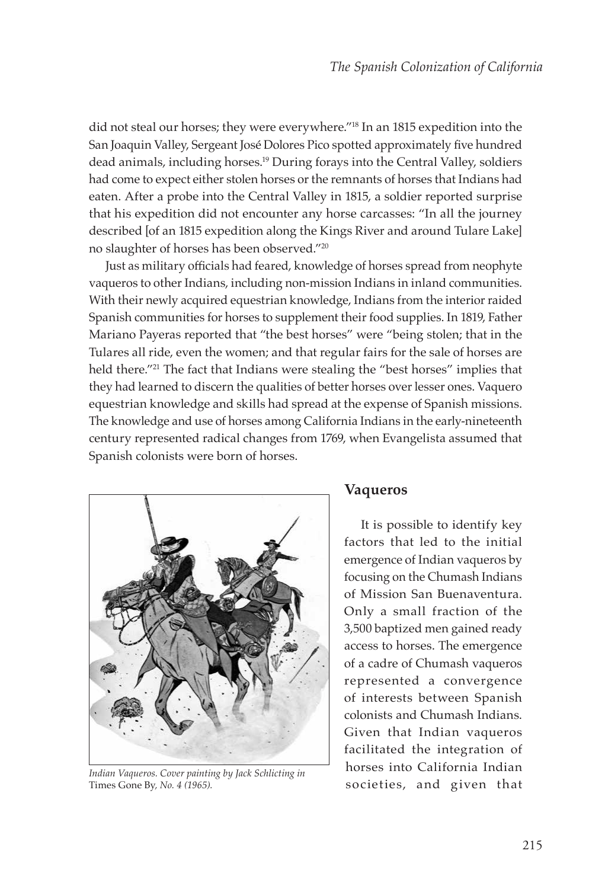did not steal our horses; they were everywhere."[18] In an 1815 expedition into the San Joaquin Valley, Sergeant José Dolores Pico spotted approximately five hundred dead animals, including horses.[19] During forays into the Central Valley, soldiers had come to expect either stolen horses or the remnants of horses that Indians had eaten. After a probe into the Central Valley in 1815, a soldier reported surprise that his expedition did not encounter any horse carcasses: "In all the journey described [of an 1815 expedition along the Kings River and around Tulare Lake] no slaughter of horses has been observed."[20]

Just as military officials had feared, knowledge of horses spread from neophyte vaqueros to other Indians, including non-mission Indians in inland communities. With their newly acquired equestrian knowledge, Indians from the interior raided Spanish communities for horses to supplement their food supplies. In 1819, Father Mariano Payeras reported that "the best horses" were "being stolen; that in the Tulares all ride, even the women; and that regular fairs for the sale of horses are held there."[21] The fact that Indians were stealing the "best horses" implies that they had learned to discern the qualities of better horses over lesser ones. Vaquero equestrian knowledge and skills had spread at the expense of Spanish missions. The knowledge and use of horses among California Indians in the early-nineteenth century represented radical changes from 1769, when Evangelista assumed that Spanish colonists were born of horses.

*Indian Vaqueros. Cover painting by Jack Schlicting in* Times Gone By*, No. 4 (1965).*

## Vaqueros

It is possible to identify key factors that led to the initial emergence of Indian vaqueros by focusing on the Chumash Indians of Mission San Buenaventura. Only a small fraction of the 3,500 baptized men gained ready access to horses. The emergence of a cadre of Chumash vaqueros represented a convergence of interests between Spanish colonists and Chumash Indians. Given that Indian vaqueros facilitated the integration of horses into California Indian societies, and given that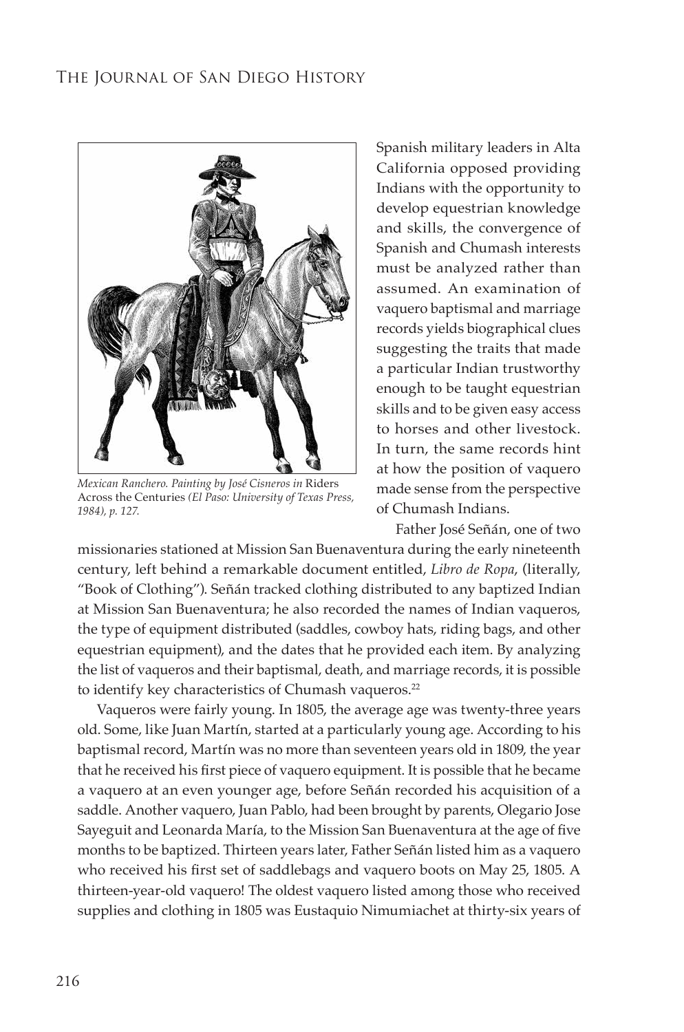*Mexican Ranchero. Painting by José Cisneros in* Riders Across the Centuries *(El Paso: University of Texas Press, 1984), p. 127.*

Spanish military leaders in Alta California opposed providing Indians with the opportunity to develop equestrian knowledge and skills, the convergence of Spanish and Chumash interests must be analyzed rather than assumed. An examination of vaquero baptismal and marriage records yields biographical clues suggesting the traits that made a particular Indian trustworthy enough to be taught equestrian skills and to be given easy access to horses and other livestock. In turn, the same records hint at how the position of vaquero made sense from the perspective of Chumash Indians.

Father José Señán, one of two missionaries stationed at Mission San Buenaventura during the early nineteenth century, left behind a remarkable document entitled, *Libro de Ropa*, (literally, "Book of Clothing"). Señán tracked clothing distributed to any baptized Indian at Mission San Buenaventura; he also recorded the names of Indian vaqueros, the type of equipment distributed (saddles, cowboy hats, riding bags, and other equestrian equipment), and the dates that he provided each item. By analyzing the list of vaqueros and their baptismal, death, and marriage records, it is possible to identify key characteristics of Chumash vaqueros.[22]

Vaqueros were fairly young. In 1805, the average age was twenty-three years old. Some, like Juan Martín, started at a particularly young age. According to his baptismal record, Martín was no more than seventeen years old in 1809, the year that he received his first piece of vaquero equipment. It is possible that he became a vaquero at an even younger age, before Señán recorded his acquisition of a saddle. Another vaquero, Juan Pablo, had been brought by parents, Olegario Jose Sayeguit and Leonarda María, to the Mission San Buenaventura at the age of five months to be baptized. Thirteen years later, Father Señán listed him as a vaquero who received his first set of saddlebags and vaquero boots on May 25, 1805. A thirteen-year-old vaquero! The oldest vaquero listed among those who received supplies and clothing in 1805 was Eustaquio Nimumiachet at thirty-six years of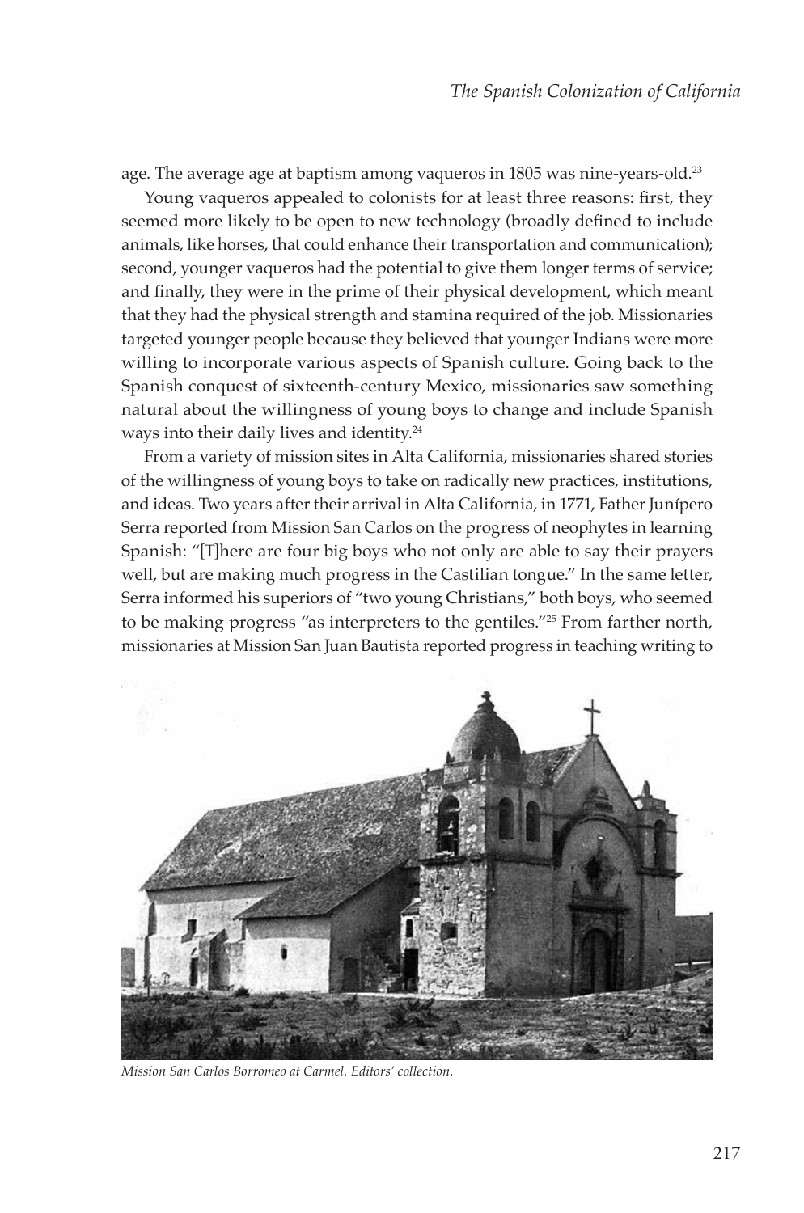age. The average age at baptism among vaqueros in 1805 was nine-years-old.[23]

Young vaqueros appealed to colonists for at least three reasons: first, they seemed more likely to be open to new technology (broadly defined to include animals, like horses, that could enhance their transportation and communication); second, younger vaqueros had the potential to give them longer terms of service; and finally, they were in the prime of their physical development, which meant that they had the physical strength and stamina required of the job. Missionaries targeted younger people because they believed that younger Indians were more willing to incorporate various aspects of Spanish culture. Going back to the Spanish conquest of sixteenth-century Mexico, missionaries saw something natural about the willingness of young boys to change and include Spanish ways into their daily lives and identity.[24]

From a variety of mission sites in Alta California, missionaries shared stories of the willingness of young boys to take on radically new practices, institutions, and ideas. Two years after their arrival in Alta California, in 1771, Father Junípero Serra reported from Mission San Carlos on the progress of neophytes in learning Spanish: "[T]here are four big boys who not only are able to say their prayers well, but are making much progress in the Castilian tongue." In the same letter, Serra informed his superiors of "two young Christians," both boys, who seemed to be making progress "as interpreters to the gentiles."[25] From farther north, missionaries at Mission San Juan Bautista reported progress in teaching writing to

*Mission San Carlos Borromeo at Carmel. Editors' collection.*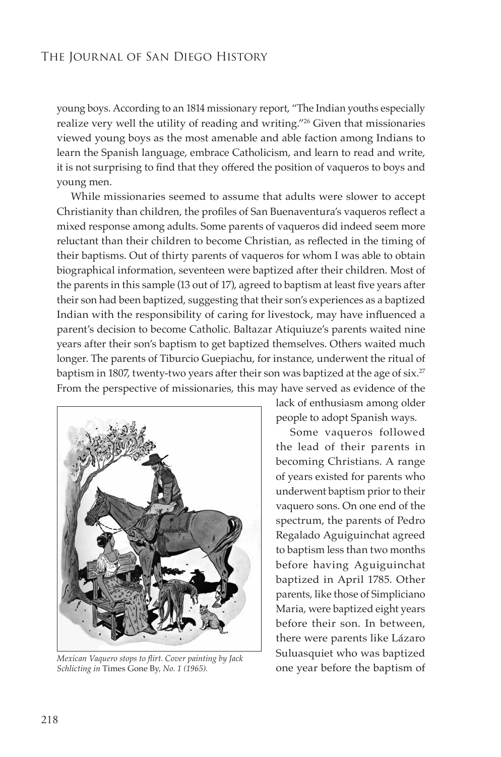young boys. According to an 1814 missionary report, "The Indian youths especially realize very well the utility of reading and writing."[26] Given that missionaries viewed young boys as the most amenable and able faction among Indians to learn the Spanish language, embrace Catholicism, and learn to read and write, it is not surprising to find that they offered the position of vaqueros to boys and young men.

While missionaries seemed to assume that adults were slower to accept Christianity than children, the profiles of San Buenaventura's vaqueros reflect a mixed response among adults. Some parents of vaqueros did indeed seem more reluctant than their children to become Christian, as reflected in the timing of their baptisms. Out of thirty parents of vaqueros for whom I was able to obtain biographical information, seventeen were baptized after their children. Most of the parents in this sample (13 out of 17), agreed to baptism at least five years after their son had been baptized, suggesting that their son's experiences as a baptized Indian with the responsibility of caring for livestock, may have influenced a parent's decision to become Catholic. Baltazar Atiquiuze's parents waited nine years after their son's baptism to get baptized themselves. Others waited much longer. The parents of Tiburcio Guepiachu, for instance, underwent the ritual of baptism in 1807, twenty-two years after their son was baptized at the age of six.[27] From the perspective of missionaries, this may have served as evidence of the lack of enthusiasm among older people to adopt Spanish ways.

*Mexican Vaquero stops to flirt. Cover painting by Jack Schlicting in* Times Gone By*, No. 1 (1965).*

Some vaqueros followed the lead of their parents in becoming Christians. A range of years existed for parents who underwent baptism prior to their vaquero sons. On one end of the spectrum, the parents of Pedro Regalado Aguiguinchat agreed to baptism less than two months before having Aguiguinchat baptized in April 1785. Other parents, like those of Simpliciano Maria, were baptized eight years before their son. In between, there were parents like Lázaro Suluasquiet who was baptized one year before the baptism of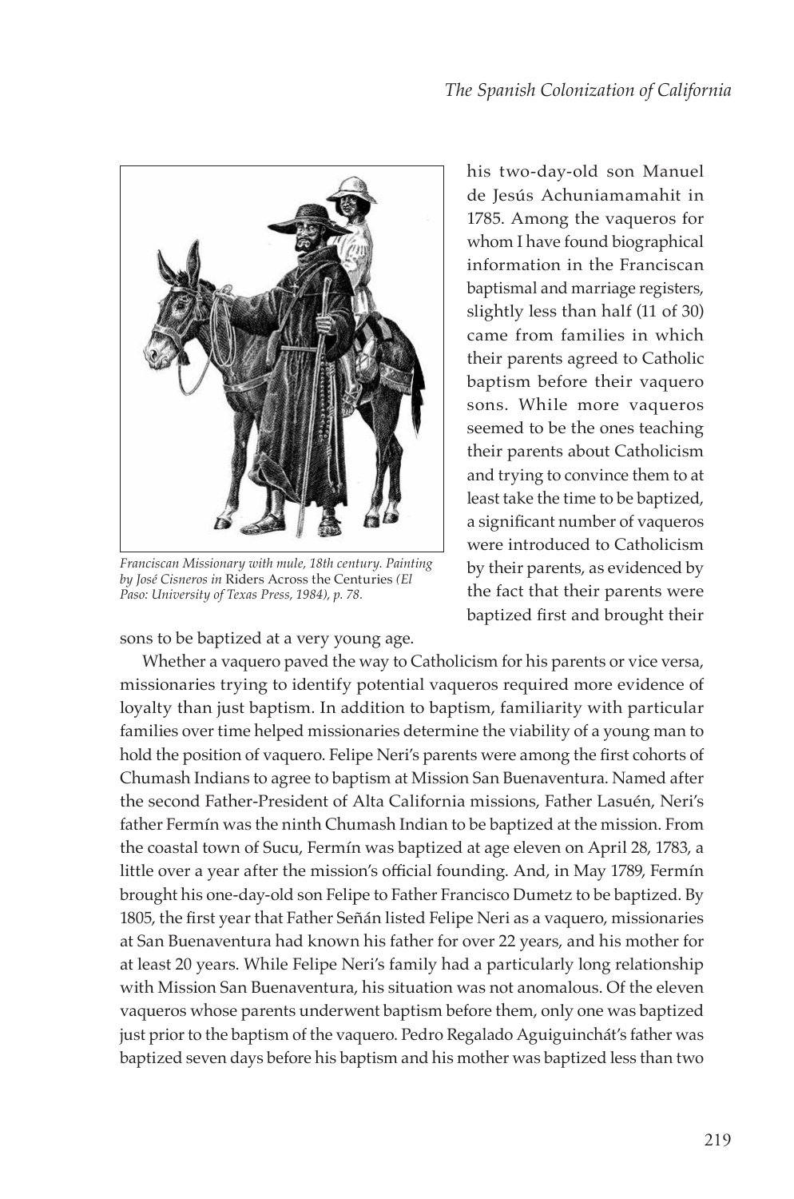*Franciscan Missionary with mule, 18th century. Painting by José Cisneros in* Riders Across the Centuries *(El Paso: University of Texas Press, 1984), p. 78.*

his two-day-old son Manuel de Jesús Achuniamamahit in 1785. Among the vaqueros for whom I have found biographical information in the Franciscan baptismal and marriage registers, slightly less than half (11 of 30) came from families in which their parents agreed to Catholic baptism before their vaquero sons. While more vaqueros seemed to be the ones teaching their parents about Catholicism and trying to convince them to at least take the time to be baptized, a significant number of vaqueros were introduced to Catholicism by their parents, as evidenced by the fact that their parents were baptized first and brought their sons to be baptized at a very young age.

Whether a vaquero paved the way to Catholicism for his parents or vice versa, missionaries trying to identify potential vaqueros required more evidence of loyalty than just baptism. In addition to baptism, familiarity with particular families over time helped missionaries determine the viability of a young man to hold the position of vaquero. Felipe Neri's parents were among the first cohorts of Chumash Indians to agree to baptism at Mission San Buenaventura. Named after the second Father-President of Alta California missions, Father Lasuén, Neri's father Fermín was the ninth Chumash Indian to be baptized at the mission. From the coastal town of Sucu, Fermín was baptized at age eleven on April 28, 1783, a little over a year after the mission's official founding. And, in May 1789, Fermín brought his one-day-old son Felipe to Father Francisco Dumetz to be baptized. By 1805, the first year that Father Señán listed Felipe Neri as a vaquero, missionaries at San Buenaventura had known his father for over 22 years, and his mother for at least 20 years. While Felipe Neri's family had a particularly long relationship with Mission San Buenaventura, his situation was not anomalous. Of the eleven vaqueros whose parents underwent baptism before them, only one was baptized just prior to the baptism of the vaquero. Pedro Regalado Aguiguinchát's father was baptized seven days before his baptism and his mother was baptized less than two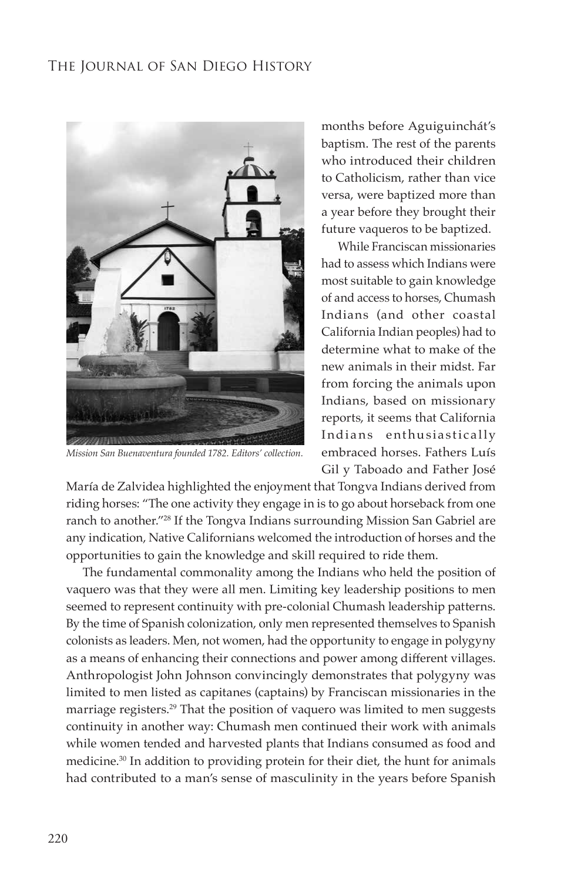*Mission San Buenaventura founded 1782. Editors' collection.*

months before Aguiguinchát's baptism. The rest of the parents who introduced their children to Catholicism, rather than vice versa, were baptized more than a year before they brought their future vaqueros to be baptized.

While Franciscan missionaries had to assess which Indians were most suitable to gain knowledge of and access to horses, Chumash Indians (and other coastal California Indian peoples) had to determine what to make of the new animals in their midst. Far from forcing the animals upon Indians, based on missionary reports, it seems that California Indians enthusiastically embraced horses. Fathers Luís Gil y Taboado and Father José María de Zalvidea highlighted the enjoyment that Tongva Indians derived from riding horses: "The one activity they engage in is to go about horseback from one ranch to another."[28] If the Tongva Indians surrounding Mission San Gabriel are any indication, Native Californians welcomed the introduction of horses and the opportunities to gain the knowledge and skill required to ride them.

The fundamental commonality among the Indians who held the position of vaquero was that they were all men. Limiting key leadership positions to men seemed to represent continuity with pre-colonial Chumash leadership patterns. By the time of Spanish colonization, only men represented themselves to Spanish colonists as leaders. Men, not women, had the opportunity to engage in polygyny as a means of enhancing their connections and power among different villages. Anthropologist John Johnson convincingly demonstrates that polygyny was limited to men listed as capitanes (captains) by Franciscan missionaries in the marriage registers.[29] That the position of vaquero was limited to men suggests continuity in another way: Chumash men continued their work with animals while women tended and harvested plants that Indians consumed as food and medicine.[30] In addition to providing protein for their diet, the hunt for animals had contributed to a man's sense of masculinity in the years before Spanish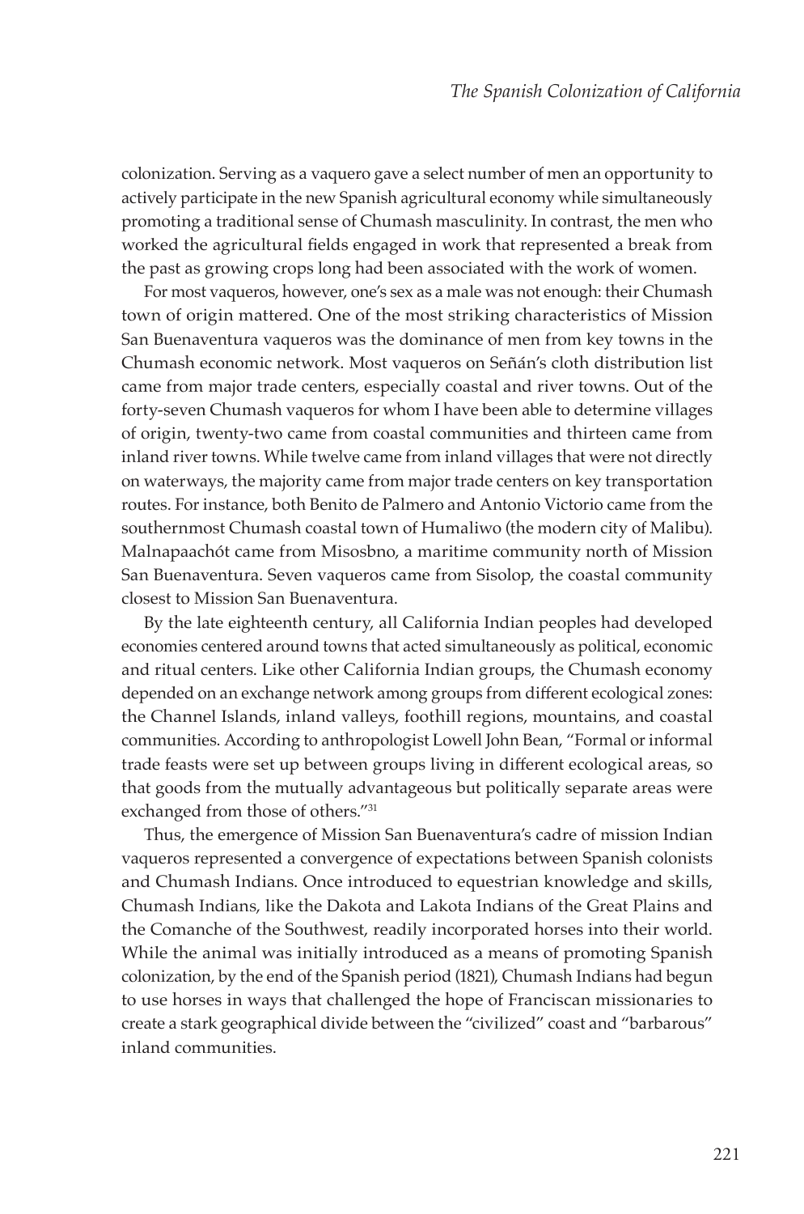colonization. Serving as a vaquero gave a select number of men an opportunity to actively participate in the new Spanish agricultural economy while simultaneously promoting a traditional sense of Chumash masculinity. In contrast, the men who worked the agricultural fields engaged in work that represented a break from the past as growing crops long had been associated with the work of women.

For most vaqueros, however, one's sex as a male was not enough: their Chumash town of origin mattered. One of the most striking characteristics of Mission San Buenaventura vaqueros was the dominance of men from key towns in the Chumash economic network. Most vaqueros on Señán's cloth distribution list came from major trade centers, especially coastal and river towns. Out of the forty-seven Chumash vaqueros for whom I have been able to determine villages of origin, twenty-two came from coastal communities and thirteen came from inland river towns. While twelve came from inland villages that were not directly on waterways, the majority came from major trade centers on key transportation routes. For instance, both Benito de Palmero and Antonio Victorio came from the southernmost Chumash coastal town of Humaliwo (the modern city of Malibu). Malnapaachót came from Misosbno, a maritime community north of Mission San Buenaventura. Seven vaqueros came from Sisolop, the coastal community closest to Mission San Buenaventura.

By the late eighteenth century, all California Indian peoples had developed economies centered around towns that acted simultaneously as political, economic and ritual centers. Like other California Indian groups, the Chumash economy depended on an exchange network among groups from different ecological zones: the Channel Islands, inland valleys, foothill regions, mountains, and coastal communities. According to anthropologist Lowell John Bean, "Formal or informal trade feasts were set up between groups living in different ecological areas, so that goods from the mutually advantageous but politically separate areas were exchanged from those of others."[31]

Thus, the emergence of Mission San Buenaventura's cadre of mission Indian vaqueros represented a convergence of expectations between Spanish colonists and Chumash Indians. Once introduced to equestrian knowledge and skills, Chumash Indians, like the Dakota and Lakota Indians of the Great Plains and the Comanche of the Southwest, readily incorporated horses into their world. While the animal was initially introduced as a means of promoting Spanish colonization, by the end of the Spanish period (1821), Chumash Indians had begun to use horses in ways that challenged the hope of Franciscan missionaries to create a stark geographical divide between the "civilized" coast and "barbarous" inland communities.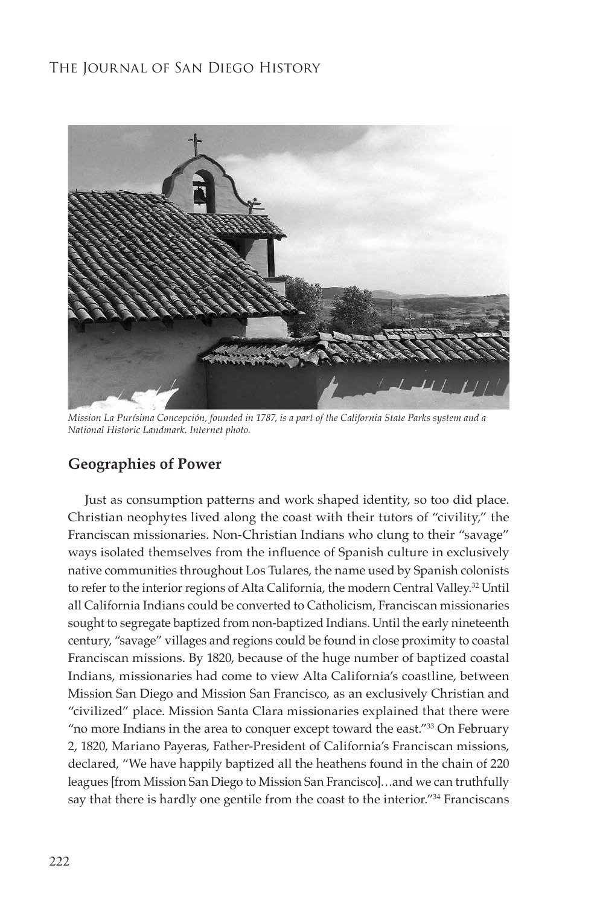*Mission La Purísima Concepción, founded in 1787, is a part of the California State Parks system and a National Historic Landmark. Internet photo.*

## Geographies of Power

Just as consumption patterns and work shaped identity, so too did place. Christian neophytes lived along the coast with their tutors of "civility," the Franciscan missionaries. Non-Christian Indians who clung to their "savage" ways isolated themselves from the influence of Spanish culture in exclusively native communities throughout Los Tulares, the name used by Spanish colonists to refer to the interior regions of Alta California, the modern Central Valley.[32] Until all California Indians could be converted to Catholicism, Franciscan missionaries sought to segregate baptized from non-baptized Indians. Until the early nineteenth century, "savage" villages and regions could be found in close proximity to coastal Franciscan missions. By 1820, because of the huge number of baptized coastal Indians, missionaries had come to view Alta California's coastline, between Mission San Diego and Mission San Francisco, as an exclusively Christian and "civilized" place. Mission Santa Clara missionaries explained that there were "no more Indians in the area to conquer except toward the east."[33] On February 2, 1820, Mariano Payeras, Father-President of California's Franciscan missions, declared, "We have happily baptized all the heathens found in the chain of 220 leagues [from Mission San Diego to Mission San Francisco]…and we can truthfully say that there is hardly one gentile from the coast to the interior."[34] Franciscans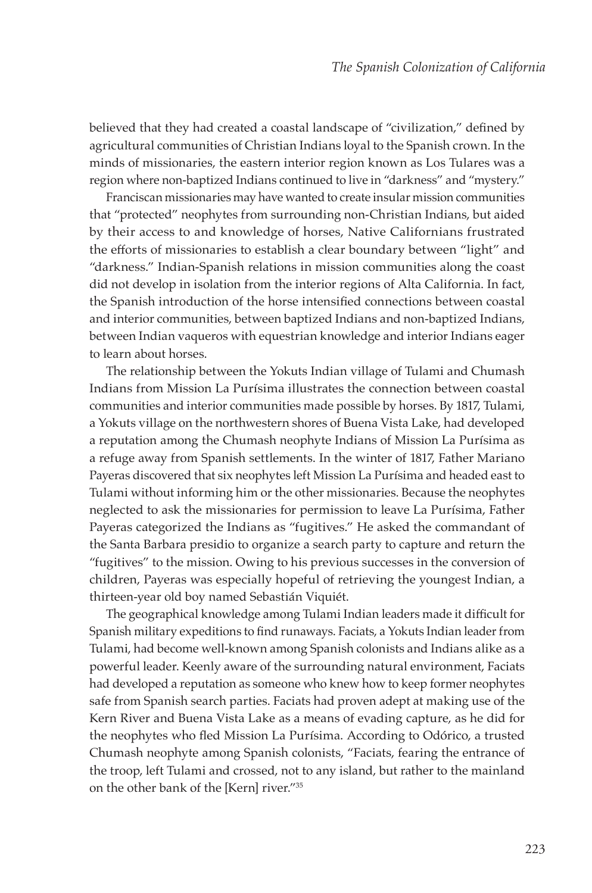believed that they had created a coastal landscape of "civilization," defined by agricultural communities of Christian Indians loyal to the Spanish crown. In the minds of missionaries, the eastern interior region known as Los Tulares was a region where non-baptized Indians continued to live in "darkness" and "mystery."

Franciscan missionaries may have wanted to create insular mission communities that "protected" neophytes from surrounding non-Christian Indians, but aided by their access to and knowledge of horses, Native Californians frustrated the efforts of missionaries to establish a clear boundary between "light" and "darkness." Indian-Spanish relations in mission communities along the coast did not develop in isolation from the interior regions of Alta California. In fact, the Spanish introduction of the horse intensified connections between coastal and interior communities, between baptized Indians and non-baptized Indians, between Indian vaqueros with equestrian knowledge and interior Indians eager to learn about horses.

The relationship between the Yokuts Indian village of Tulami and Chumash Indians from Mission La Purísima illustrates the connection between coastal communities and interior communities made possible by horses. By 1817, Tulami, a Yokuts village on the northwestern shores of Buena Vista Lake, had developed a reputation among the Chumash neophyte Indians of Mission La Purísima as a refuge away from Spanish settlements. In the winter of 1817, Father Mariano Payeras discovered that six neophytes left Mission La Purísima and headed east to Tulami without informing him or the other missionaries. Because the neophytes neglected to ask the missionaries for permission to leave La Purísima, Father Payeras categorized the Indians as "fugitives." He asked the commandant of the Santa Barbara presidio to organize a search party to capture and return the "fugitives" to the mission. Owing to his previous successes in the conversion of children, Payeras was especially hopeful of retrieving the youngest Indian, a thirteen-year old boy named Sebastián Viquiét.

The geographical knowledge among Tulami Indian leaders made it difficult for Spanish military expeditions to find runaways. Faciats, a Yokuts Indian leader from Tulami, had become well-known among Spanish colonists and Indians alike as a powerful leader. Keenly aware of the surrounding natural environment, Faciats had developed a reputation as someone who knew how to keep former neophytes safe from Spanish search parties. Faciats had proven adept at making use of the Kern River and Buena Vista Lake as a means of evading capture, as he did for the neophytes who fled Mission La Purísima. According to Odórico, a trusted Chumash neophyte among Spanish colonists, "Faciats, fearing the entrance of the troop, left Tulami and crossed, not to any island, but rather to the mainland on the other bank of the [Kern] river."[35]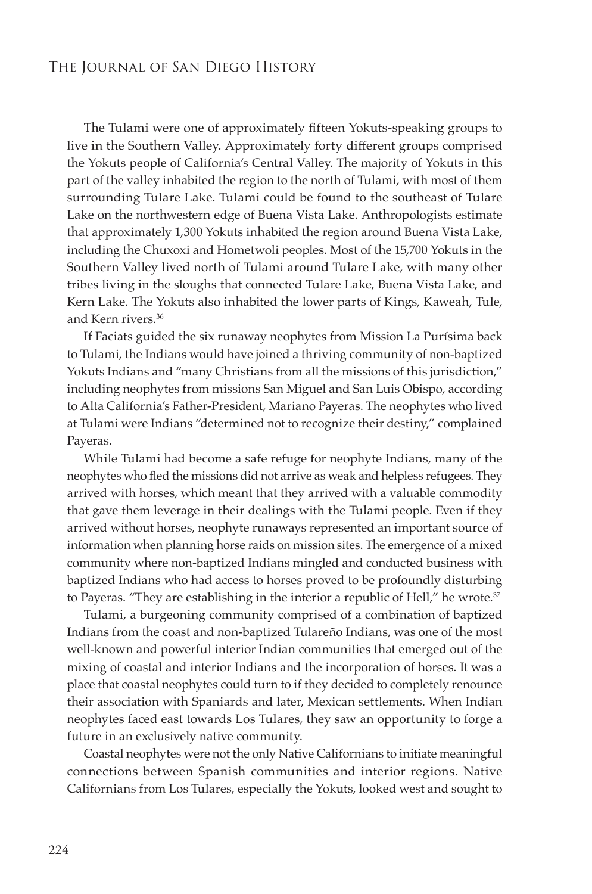The Tulami were one of approximately fifteen Yokuts-speaking groups to live in the Southern Valley. Approximately forty different groups comprised the Yokuts people of California's Central Valley. The majority of Yokuts in this part of the valley inhabited the region to the north of Tulami, with most of them surrounding Tulare Lake. Tulami could be found to the southeast of Tulare Lake on the northwestern edge of Buena Vista Lake. Anthropologists estimate that approximately 1,300 Yokuts inhabited the region around Buena Vista Lake, including the Chuxoxi and Hometwoli peoples. Most of the 15,700 Yokuts in the Southern Valley lived north of Tulami around Tulare Lake, with many other tribes living in the sloughs that connected Tulare Lake, Buena Vista Lake, and Kern Lake. The Yokuts also inhabited the lower parts of Kings, Kaweah, Tule, and Kern rivers.[36]

If Faciats guided the six runaway neophytes from Mission La Purísima back to Tulami, the Indians would have joined a thriving community of non-baptized Yokuts Indians and "many Christians from all the missions of this jurisdiction," including neophytes from missions San Miguel and San Luis Obispo, according to Alta California's Father-President, Mariano Payeras. The neophytes who lived at Tulami were Indians "determined not to recognize their destiny," complained Payeras.

While Tulami had become a safe refuge for neophyte Indians, many of the neophytes who fled the missions did not arrive as weak and helpless refugees. They arrived with horses, which meant that they arrived with a valuable commodity that gave them leverage in their dealings with the Tulami people. Even if they arrived without horses, neophyte runaways represented an important source of information when planning horse raids on mission sites. The emergence of a mixed community where non-baptized Indians mingled and conducted business with baptized Indians who had access to horses proved to be profoundly disturbing to Payeras. "They are establishing in the interior a republic of Hell," he wrote.[37]

Tulami, a burgeoning community comprised of a combination of baptized Indians from the coast and non-baptized Tulareño Indians, was one of the most well-known and powerful interior Indian communities that emerged out of the mixing of coastal and interior Indians and the incorporation of horses. It was a place that coastal neophytes could turn to if they decided to completely renounce their association with Spaniards and later, Mexican settlements. When Indian neophytes faced east towards Los Tulares, they saw an opportunity to forge a future in an exclusively native community.

Coastal neophytes were not the only Native Californians to initiate meaningful connections between Spanish communities and interior regions. Native Californians from Los Tulares, especially the Yokuts, looked west and sought to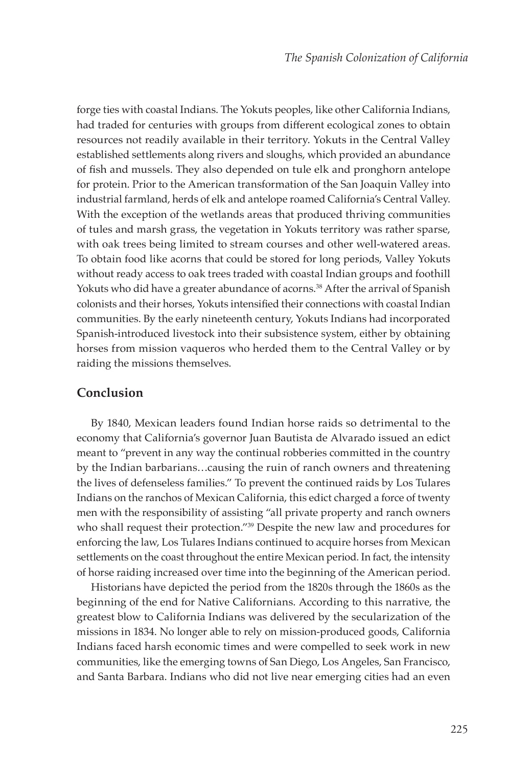forge ties with coastal Indians. The Yokuts peoples, like other California Indians, had traded for centuries with groups from different ecological zones to obtain resources not readily available in their territory. Yokuts in the Central Valley established settlements along rivers and sloughs, which provided an abundance of fish and mussels. They also depended on tule elk and pronghorn antelope for protein. Prior to the American transformation of the San Joaquin Valley into industrial farmland, herds of elk and antelope roamed California's Central Valley. With the exception of the wetlands areas that produced thriving communities of tules and marsh grass, the vegetation in Yokuts territory was rather sparse, with oak trees being limited to stream courses and other well-watered areas. To obtain food like acorns that could be stored for long periods, Valley Yokuts without ready access to oak trees traded with coastal Indian groups and foothill Yokuts who did have a greater abundance of acorns.[38] After the arrival of Spanish colonists and their horses, Yokuts intensified their connections with coastal Indian communities. By the early nineteenth century, Yokuts Indians had incorporated Spanish-introduced livestock into their subsistence system, either by obtaining horses from mission vaqueros who herded them to the Central Valley or by raiding the missions themselves.

## Conclusion

By 1840, Mexican leaders found Indian horse raids so detrimental to the economy that California's governor Juan Bautista de Alvarado issued an edict meant to "prevent in any way the continual robberies committed in the country by the Indian barbarians…causing the ruin of ranch owners and threatening the lives of defenseless families." To prevent the continued raids by Los Tulares Indians on the ranchos of Mexican California, this edict charged a force of twenty men with the responsibility of assisting "all private property and ranch owners who shall request their protection."[39] Despite the new law and procedures for enforcing the law, Los Tulares Indians continued to acquire horses from Mexican settlements on the coast throughout the entire Mexican period. In fact, the intensity of horse raiding increased over time into the beginning of the American period.

Historians have depicted the period from the 1820s through the 1860s as the beginning of the end for Native Californians. According to this narrative, the greatest blow to California Indians was delivered by the secularization of the missions in 1834. No longer able to rely on mission-produced goods, California Indians faced harsh economic times and were compelled to seek work in new communities, like the emerging towns of San Diego, Los Angeles, San Francisco, and Santa Barbara. Indians who did not live near emerging cities had an even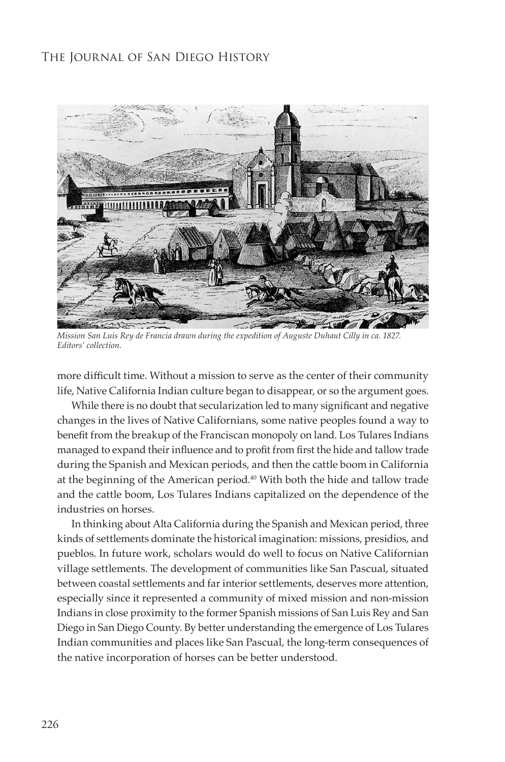*Mission San Luis Rey de Francia drawn during the expedition of Auguste Duhaut Cilly in ca. 1827. Editors' collection.*

more difficult time. Without a mission to serve as the center of their community life, Native California Indian culture began to disappear, or so the argument goes.

While there is no doubt that secularization led to many significant and negative changes in the lives of Native Californians, some native peoples found a way to benefit from the breakup of the Franciscan monopoly on land. Los Tulares Indians managed to expand their influence and to profit from first the hide and tallow trade during the Spanish and Mexican periods, and then the cattle boom in California at the beginning of the American period.[40] With both the hide and tallow trade and the cattle boom, Los Tulares Indians capitalized on the dependence of the industries on horses.

In thinking about Alta California during the Spanish and Mexican period, three kinds of settlements dominate the historical imagination: missions, presidios, and pueblos. In future work, scholars would do well to focus on Native Californian village settlements. The development of communities like San Pascual, situated between coastal settlements and far interior settlements, deserves more attention, especially since it represented a community of mixed mission and non-mission Indians in close proximity to the former Spanish missions of San Luis Rey and San Diego in San Diego County. By better understanding the emergence of Los Tulares Indian communities and places like San Pascual, the long-term consequences of the native incorporation of horses can be better understood.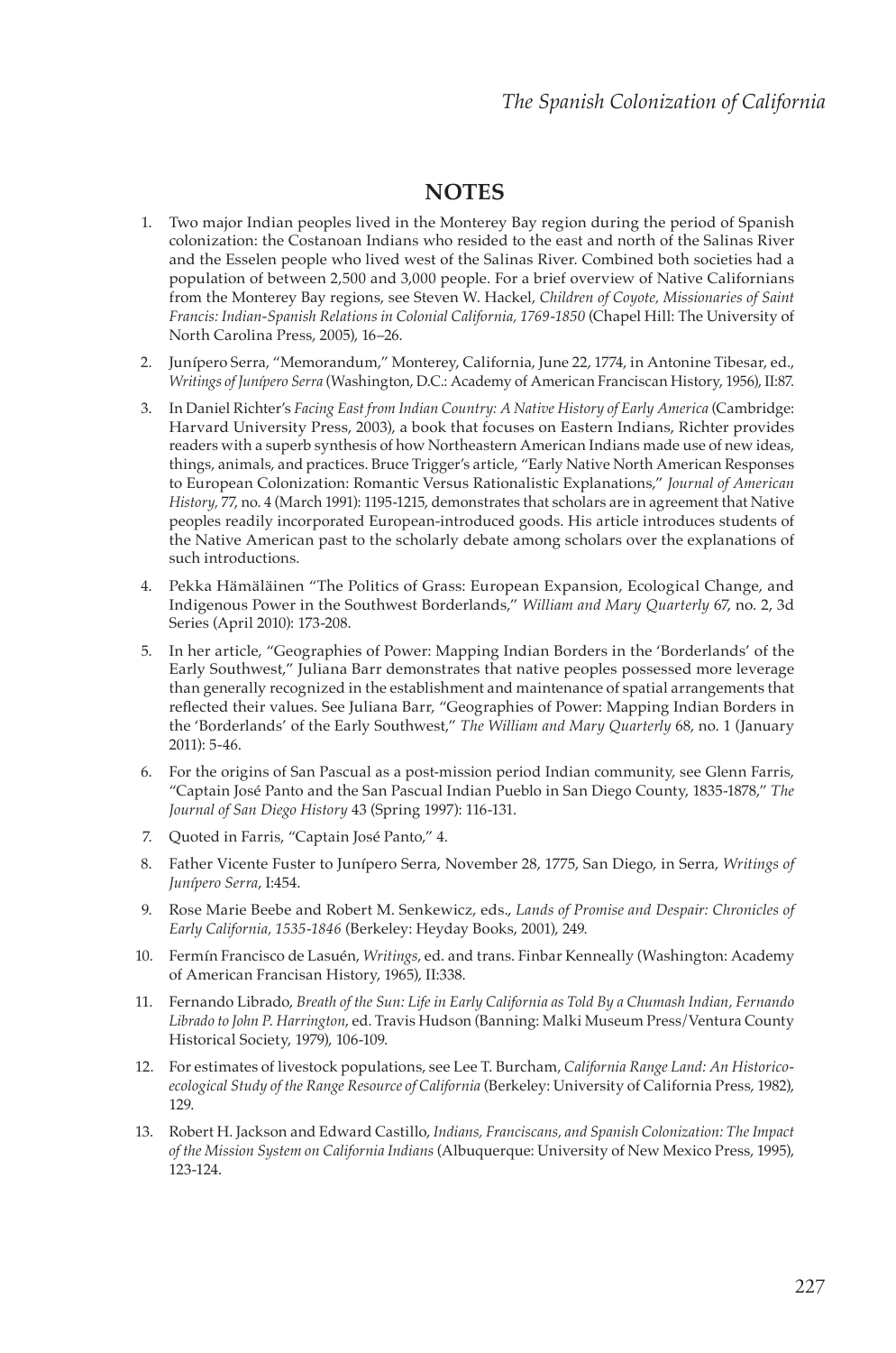## NOTES

1. Two major Indian peoples lived in the Monterey Bay region during the period of Spanish colonization: the Costanoan Indians who resided to the east and north of the Salinas River and the Esselen people who lived west of the Salinas River. Combined both societies had a population of between 2,500 and 3,000 people. For a brief overview of Native Californians from the Monterey Bay regions, see Steven W. Hackel, *Children of Coyote, Missionaries of Saint Francis: Indian-Spanish Relations in Colonial California, 1769-1850* (Chapel Hill: The University of North Carolina Press, 2005), 16–26.
2. Junípero Serra, "Memorandum," Monterey, California, June 22, 1774, in Antonine Tibesar, ed., *Writings of Junípero Serra* (Washington, D.C.: Academy of American Franciscan History, 1956), II:87.
3. In Daniel Richter's *Facing East from Indian Country: A Native History of Early America* (Cambridge: Harvard University Press, 2003), a book that focuses on Eastern Indians, Richter provides readers with a superb synthesis of how Northeastern American Indians made use of new ideas, things, animals, and practices. Bruce Trigger's article, "Early Native North American Responses to European Colonization: Romantic Versus Rationalistic Explanations," *Journal of American History*, 77, no. 4 (March 1991): 1195-1215, demonstrates that scholars are in agreement that Native peoples readily incorporated European-introduced goods. His article introduces students of the Native American past to the scholarly debate among scholars over the explanations of such introductions.
4. Pekka Hämäläinen "The Politics of Grass: European Expansion, Ecological Change, and Indigenous Power in the Southwest Borderlands," *William and Mary Quarterly* 67, no. 2, 3d Series (April 2010): 173-208.
5. In her article, "Geographies of Power: Mapping Indian Borders in the 'Borderlands' of the Early Southwest," Juliana Barr demonstrates that native peoples possessed more leverage than generally recognized in the establishment and maintenance of spatial arrangements that reflected their values. See Juliana Barr, "Geographies of Power: Mapping Indian Borders in the 'Borderlands' of the Early Southwest," *The William and Mary Quarterly* 68, no. 1 (January 2011): 5-46.
6. For the origins of San Pascual as a post-mission period Indian community, see Glenn Farris, "Captain José Panto and the San Pascual Indian Pueblo in San Diego County, 1835-1878," *The Journal of San Diego History* 43 (Spring 1997): 116-131.
7. Quoted in Farris, "Captain José Panto," 4.
8. Father Vicente Fuster to Junípero Serra, November 28, 1775, San Diego, in Serra, *Writings of Junípero Serra*, I:454.
9. Rose Marie Beebe and Robert M. Senkewicz, eds., *Lands of Promise and Despair: Chronicles of Early California, 1535-1846* (Berkeley: Heyday Books, 2001), 249.
10. Fermín Francisco de Lasuén, *Writings*, ed. and trans. Finbar Kenneally (Washington: Academy of American Francisan History, 1965), II:338.
11. Fernando Librado, *Breath of the Sun: Life in Early California as Told By a Chumash Indian, Fernando Librado to John P. Harrington*, ed. Travis Hudson (Banning: Malki Museum Press/Ventura County Historical Society, 1979), 106-109.
12. For estimates of livestock populations, see Lee T. Burcham, *California Range Land: An Historico-ecological Study of the Range Resource of California* (Berkeley: University of California Press, 1982), 129.
13. Robert H. Jackson and Edward Castillo, *Indians, Franciscans, and Spanish Colonization: The Impact of the Mission System on California Indians* (Albuquerque: University of New Mexico Press, 1995), 123-124.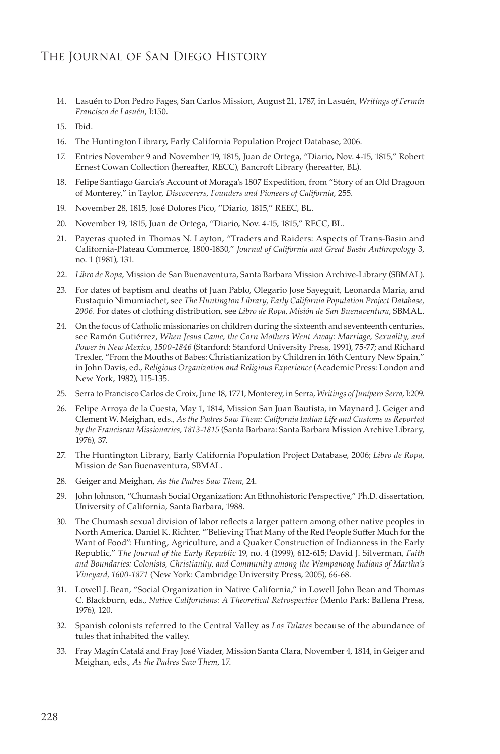14. Lasuén to Don Pedro Fages, San Carlos Mission, August 21, 1787, in Lasuén, *Writings of Fermín Francisco de Lasuén*, I:150.

15. Ibid.

16. The Huntington Library, Early California Population Project Database, 2006.

17. Entries November 9 and November 19, 1815, Juan de Ortega, "Diario, Nov. 4-15, 1815," Robert Ernest Cowan Collection (hereafter, RECC), Bancroft Library (hereafter, BL).

18. Felipe Santiago Garcia's Account of Moraga's 1807 Expedition, from "Story of an Old Dragoon of Monterey," in Taylor, *Discoverers, Founders and Pioneers of California*, 255.

19. November 28, 1815, José Dolores Pico, ''Diario, 1815,'' REEC, BL.

20. November 19, 1815, Juan de Ortega, ''Diario, Nov. 4-15, 1815,'' RECC, BL.

21. Payeras quoted in Thomas N. Layton, "Traders and Raiders: Aspects of Trans-Basin and California-Plateau Commerce, 1800-1830," *Journal of California and Great Basin Anthropology* 3, no. 1 (1981), 131.

22. *Libro de Ropa*, Mission de San Buenaventura, Santa Barbara Mission Archive-Library (SBMAL).

23. For dates of baptism and deaths of Juan Pablo, Olegario Jose Sayeguit, Leonarda Maria, and Eustaquio Nimumiachet, see *The Huntington Library, Early California Population Project Database, 2006*. For dates of clothing distribution, see *Libro de Ropa, Misión de San Buenaventura*, SBMAL.

24. On the focus of Catholic missionaries on children during the sixteenth and seventeenth centuries, see Ramón Gutiérrez, *When Jesus Came, the Corn Mothers Went Away: Marriage, Sexuality, and Power in New Mexico, 1500-1846* (Stanford: Stanford University Press, 1991), 75-77; and Richard Trexler, "From the Mouths of Babes: Christianization by Children in 16th Century New Spain," in John Davis, ed., *Religious Organization and Religious Experience* (Academic Press: London and New York, 1982), 115-135.

25. Serra to Francisco Carlos de Croix, June 18, 1771, Monterey, in Serra, *Writings of Junípero Serra*, I:209.

26. Felipe Arroya de la Cuesta, May 1, 1814, Mission San Juan Bautista, in Maynard J. Geiger and Clement W. Meighan, eds., *As the Padres Saw Them: California Indian Life and Customs as Reported by the Franciscan Missionaries, 1813-1815* (Santa Barbara: Santa Barbara Mission Archive Library, 1976), 37.

27. The Huntington Library, Early California Population Project Database, 2006; *Libro de Ropa,* Mission de San Buenaventura, SBMAL.

28. Geiger and Meighan, *As the Padres Saw Them*, 24.

29. John Johnson, "Chumash Social Organization: An Ethnohistoric Perspective," Ph.D. dissertation, University of California, Santa Barbara, 1988.

30. The Chumash sexual division of labor reflects a larger pattern among other native peoples in North America. Daniel K. Richter, "'Believing That Many of the Red People Suffer Much for the Want of Food": Hunting, Agriculture, and a Quaker Construction of Indianness in the Early Republic," *The Journal of the Early Republic* 19, no. 4 (1999), 612-615; David J. Silverman, *Faith and Boundaries: Colonists, Christianity, and Community among the Wampanoag Indians of Martha's Vineyard, 1600-1871* (New York: Cambridge University Press, 2005), 66-68.

31. Lowell J. Bean, "Social Organization in Native California," in Lowell John Bean and Thomas C. Blackburn, eds., *Native Californians: A Theoretical Retrospective* (Menlo Park: Ballena Press, 1976), 120.

32. Spanish colonists referred to the Central Valley as *Los Tulares* because of the abundance of tules that inhabited the valley.

33. Fray Magín Catalá and Fray José Viader, Mission Santa Clara, November 4, 1814, in Geiger and Meighan, eds., *As the Padres Saw Them*, 17.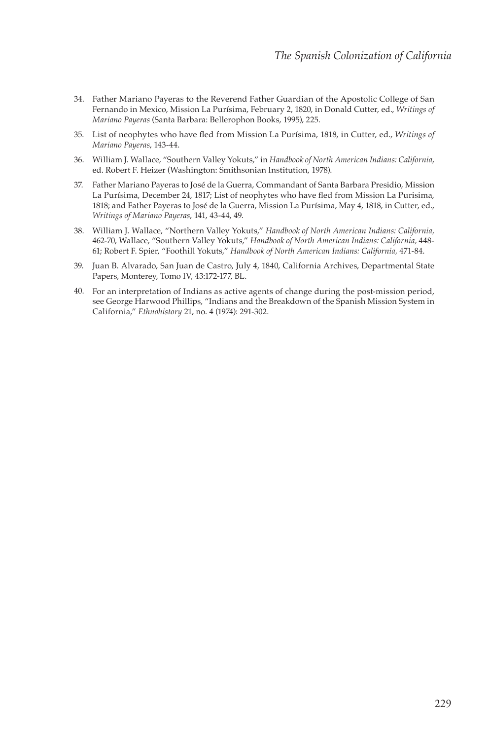34. Father Mariano Payeras to the Reverend Father Guardian of the Apostolic College of San Fernando in Mexico, Mission La Purísima, February 2, 1820, in Donald Cutter, ed., *Writings of Mariano Payeras* (Santa Barbara: Bellerophon Books, 1995), 225.

35. List of neophytes who have fled from Mission La Purísima, 1818, in Cutter, ed., *Writings of Mariano Payeras*, 143-44.

36. William J. Wallace, "Southern Valley Yokuts," in *Handbook of North American Indians: California*, ed. Robert F. Heizer (Washington: Smithsonian Institution, 1978).

37. Father Mariano Payeras to José de la Guerra, Commandant of Santa Barbara Presidio, Mission La Purísima, December 24, 1817; List of neophytes who have fled from Mission La Purisima, 1818; and Father Payeras to José de la Guerra, Mission La Purísima, May 4, 1818, in Cutter, ed., *Writings of Mariano Payeras*, 141, 43-44, 49.

38. William J. Wallace, "Northern Valley Yokuts," *Handbook of North American Indians: California*, 462-70, Wallace, "Southern Valley Yokuts," *Handbook of North American Indians: California*, 448-61; Robert F. Spier, "Foothill Yokuts," *Handbook of North American Indians: California*, 471-84.

39. Juan B. Alvarado, San Juan de Castro, July 4, 1840, California Archives, Departmental State Papers, Monterey, Tomo IV, 43:172-177, BL.

40. For an interpretation of Indians as active agents of change during the post-mission period, see George Harwood Phillips, "Indians and the Breakdown of the Spanish Mission System in California," *Ethnohistory* 21, no. 4 (1974): 291-302.